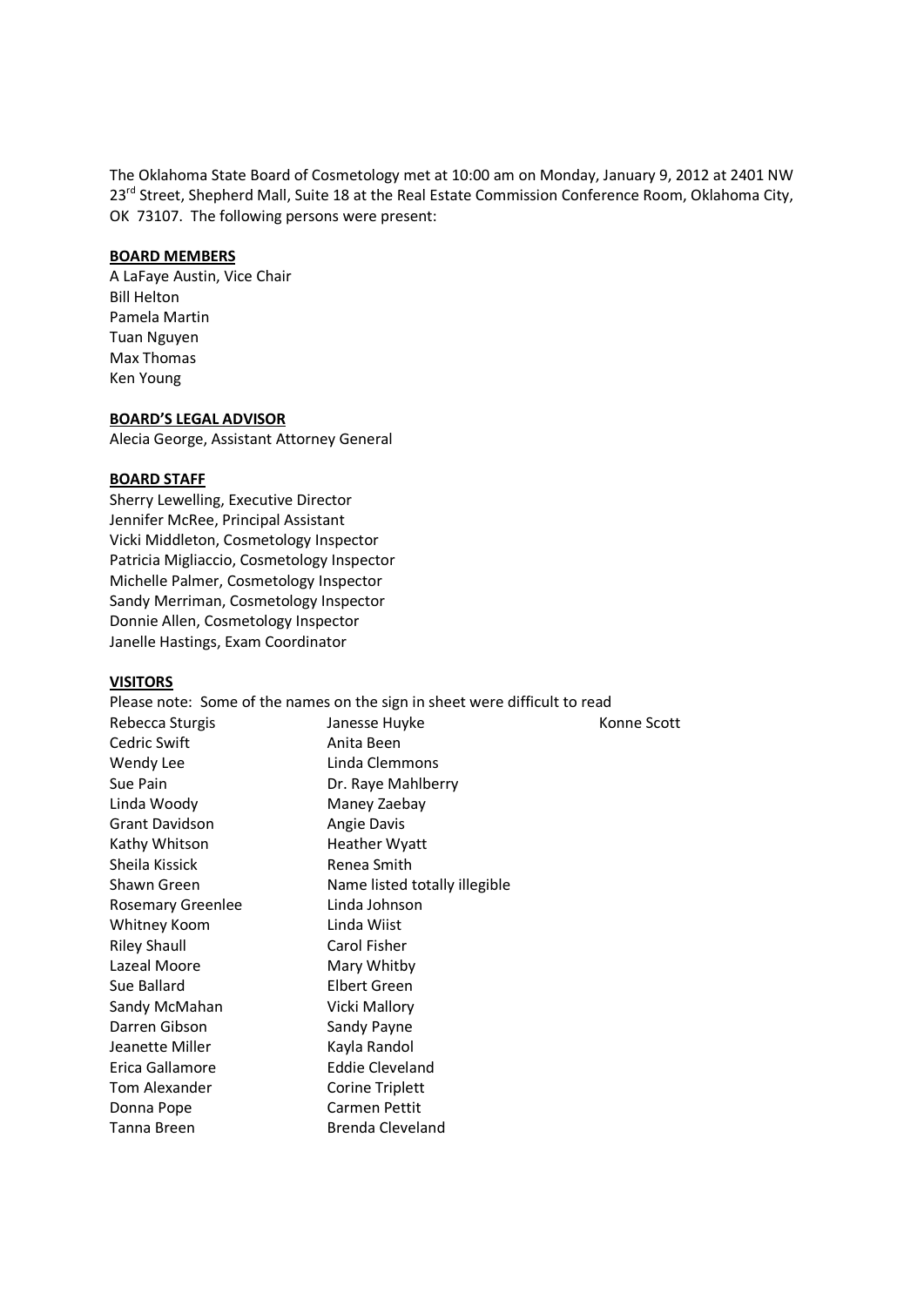The Oklahoma State Board of Cosmetology met at 10:00 am on Monday, January 9, 2012 at 2401 NW 23rd Street, Shepherd Mall, Suite 18 at the Real Estate Commission Conference Room, Oklahoma City, OK 73107. The following persons were present:

**BOARD MEMBERS**

A LaFaye Austin, Vice Chair
Bill Helton
Pamela Martin
Tuan Nguyen
Max Thomas
Ken Young

**BOARD'S LEGAL ADVISOR**

Alecia George, Assistant Attorney General

**BOARD STAFF**

Sherry Lewelling, Executive Director
Jennifer McRee, Principal Assistant
Vicki Middleton, Cosmetology Inspector
Patricia Migliaccio, Cosmetology Inspector
Michelle Palmer, Cosmetology Inspector
Sandy Merriman, Cosmetology Inspector
Donnie Allen, Cosmetology Inspector
Janelle Hastings, Exam Coordinator

**VISITORS**

Please note: Some of the names on the sign in sheet were difficult to read

| | | |
|---|---|---|
| Rebecca Sturgis | Janesse Huyke | Konne Scott |
| Cedric Swift | Anita Been | |
| Wendy Lee | Linda Clemmons | |
| Sue Pain | Dr. Raye Mahlberry | |
| Linda Woody | Maney Zaebay | |
| Grant Davidson | Angie Davis | |
| Kathy Whitson | Heather Wyatt | |
| Sheila Kissick | Renea Smith | |
| Shawn Green | Name listed totally illegible | |
| Rosemary Greenlee | Linda Johnson | |
| Whitney Koom | Linda Wiist | |
| Riley Shaull | Carol Fisher | |
| Lazeal Moore | Mary Whitby | |
| Sue Ballard | Elbert Green | |
| Sandy McMahan | Vicki Mallory | |
| Darren Gibson | Sandy Payne | |
| Jeanette Miller | Kayla Randol | |
| Erica Gallamore | Eddie Cleveland | |
| Tom Alexander | Corine Triplett | |
| Donna Pope | Carmen Pettit | |
| Tanna Breen | Brenda Cleveland | |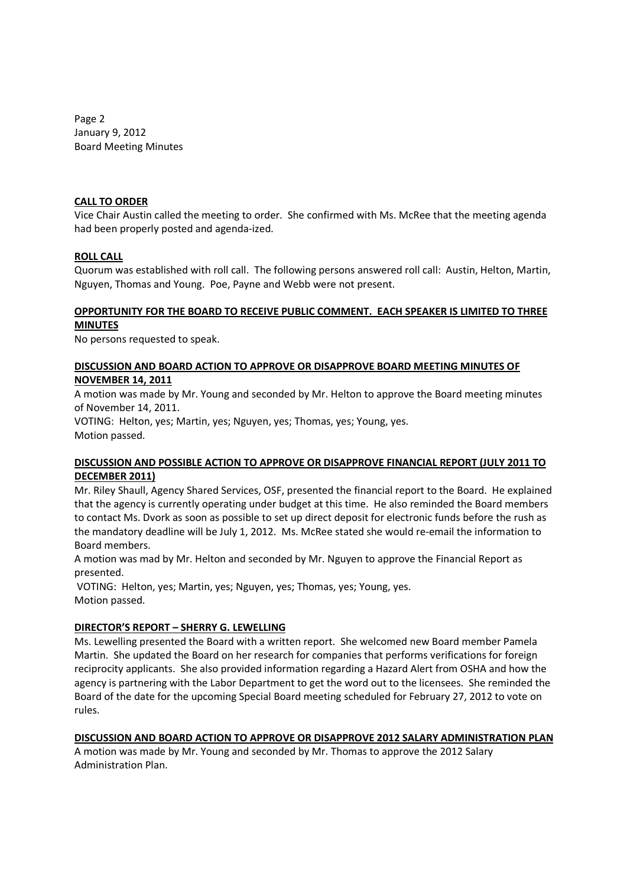## CALL TO ORDER

Vice Chair Austin called the meeting to order. She confirmed with Ms. McRee that the meeting agenda had been properly posted and agenda-ized.

## ROLL CALL

Quorum was established with roll call. The following persons answered roll call: Austin, Helton, Martin, Nguyen, Thomas and Young. Poe, Payne and Webb were not present.

## OPPORTUNITY FOR THE BOARD TO RECEIVE PUBLIC COMMENT. EACH SPEAKER IS LIMITED TO THREE MINUTES

No persons requested to speak.

## DISCUSSION AND BOARD ACTION TO APPROVE OR DISAPPROVE BOARD MEETING MINUTES OF NOVEMBER 14, 2011

A motion was made by Mr. Young and seconded by Mr. Helton to approve the Board meeting minutes of November 14, 2011.

VOTING: Helton, yes; Martin, yes; Nguyen, yes; Thomas, yes; Young, yes.
Motion passed.

## DISCUSSION AND POSSIBLE ACTION TO APPROVE OR DISAPPROVE FINANCIAL REPORT (JULY 2011 TO DECEMBER 2011)

Mr. Riley Shaull, Agency Shared Services, OSF, presented the financial report to the Board. He explained that the agency is currently operating under budget at this time. He also reminded the Board members to contact Ms. Dvork as soon as possible to set up direct deposit for electronic funds before the rush as the mandatory deadline will be July 1, 2012. Ms. McRee stated she would re-email the information to Board members.

A motion was mad by Mr. Helton and seconded by Mr. Nguyen to approve the Financial Report as presented.

VOTING: Helton, yes; Martin, yes; Nguyen, yes; Thomas, yes; Young, yes.
Motion passed.

## DIRECTOR'S REPORT – SHERRY G. LEWELLING

Ms. Lewelling presented the Board with a written report. She welcomed new Board member Pamela Martin. She updated the Board on her research for companies that performs verifications for foreign reciprocity applicants. She also provided information regarding a Hazard Alert from OSHA and how the agency is partnering with the Labor Department to get the word out to the licensees. She reminded the Board of the date for the upcoming Special Board meeting scheduled for February 27, 2012 to vote on rules.

## DISCUSSION AND BOARD ACTION TO APPROVE OR DISAPPROVE 2012 SALARY ADMINISTRATION PLAN

A motion was made by Mr. Young and seconded by Mr. Thomas to approve the 2012 Salary Administration Plan.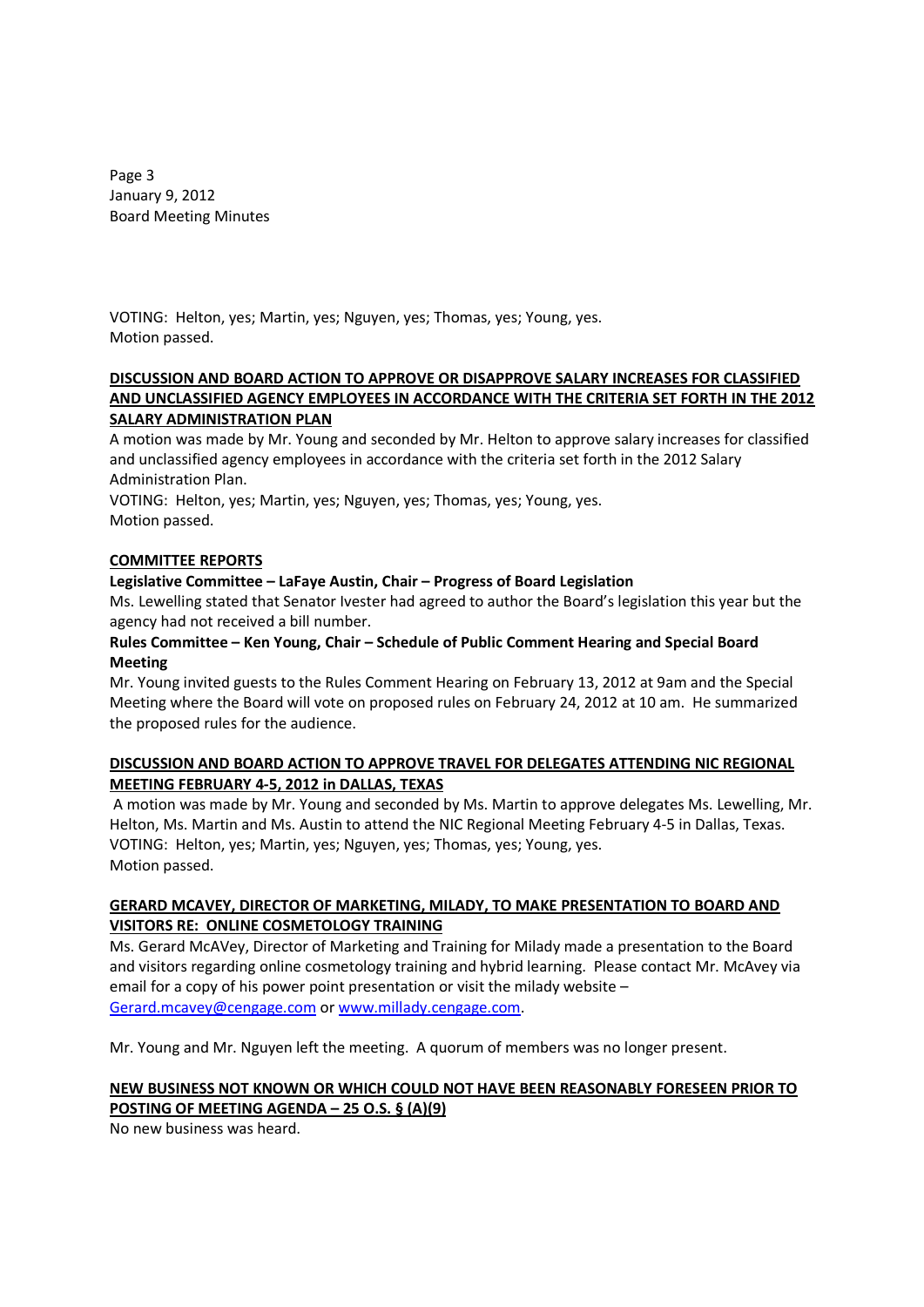VOTING: Helton, yes; Martin, yes; Nguyen, yes; Thomas, yes; Young, yes.
Motion passed.

**DISCUSSION AND BOARD ACTION TO APPROVE OR DISAPPROVE SALARY INCREASES FOR CLASSIFIED AND UNCLASSIFIED AGENCY EMPLOYEES IN ACCORDANCE WITH THE CRITERIA SET FORTH IN THE 2012 SALARY ADMINISTRATION PLAN**

A motion was made by Mr. Young and seconded by Mr. Helton to approve salary increases for classified and unclassified agency employees in accordance with the criteria set forth in the 2012 Salary Administration Plan.
VOTING: Helton, yes; Martin, yes; Nguyen, yes; Thomas, yes; Young, yes.
Motion passed.

**COMMITTEE REPORTS**

**Legislative Committee – LaFaye Austin, Chair – Progress of Board Legislation**

Ms. Lewelling stated that Senator Ivester had agreed to author the Board's legislation this year but the agency had not received a bill number.

**Rules Committee – Ken Young, Chair – Schedule of Public Comment Hearing and Special Board Meeting**

Mr. Young invited guests to the Rules Comment Hearing on February 13, 2012 at 9am and the Special Meeting where the Board will vote on proposed rules on February 24, 2012 at 10 am. He summarized the proposed rules for the audience.

**DISCUSSION AND BOARD ACTION TO APPROVE TRAVEL FOR DELEGATES ATTENDING NIC REGIONAL MEETING FEBRUARY 4-5, 2012 in DALLAS, TEXAS**

A motion was made by Mr. Young and seconded by Ms. Martin to approve delegates Ms. Lewelling, Mr. Helton, Ms. Martin and Ms. Austin to attend the NIC Regional Meeting February 4-5 in Dallas, Texas.
VOTING: Helton, yes; Martin, yes; Nguyen, yes; Thomas, yes; Young, yes.
Motion passed.

**GERARD MCAVEY, DIRECTOR OF MARKETING, MILADY, TO MAKE PRESENTATION TO BOARD AND VISITORS RE: ONLINE COSMETOLOGY TRAINING**

Ms. Gerard McAVey, Director of Marketing and Training for Milady made a presentation to the Board and visitors regarding online cosmetology training and hybrid learning. Please contact Mr. McAvey via email for a copy of his power point presentation or visit the milady website – Gerard.mcavey@cengage.com or www.millady.cengage.com.

Mr. Young and Mr. Nguyen left the meeting. A quorum of members was no longer present.

**NEW BUSINESS NOT KNOWN OR WHICH COULD NOT HAVE BEEN REASONABLY FORESEEN PRIOR TO POSTING OF MEETING AGENDA – 25 O.S. § (A)(9)**

No new business was heard.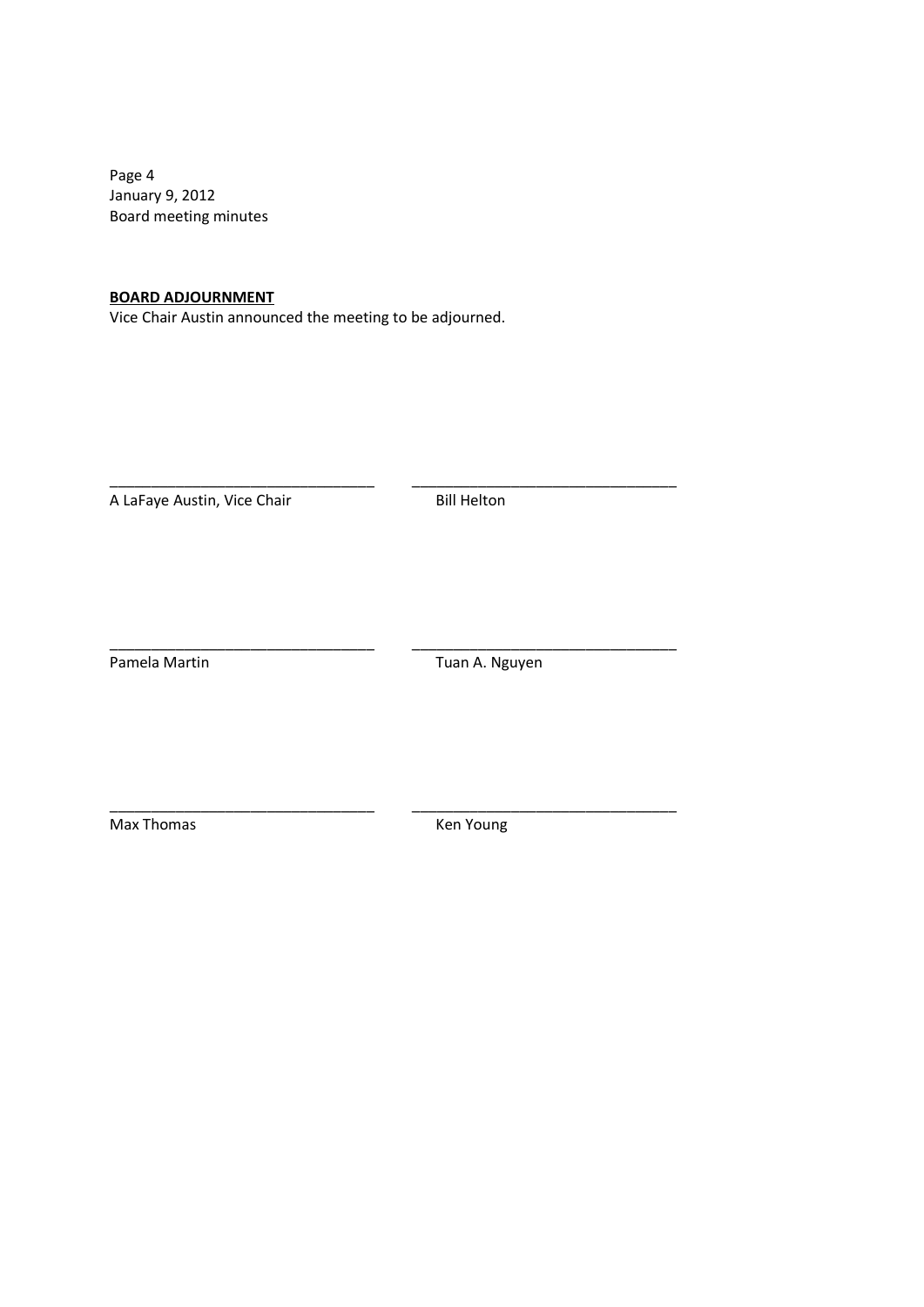**BOARD ADJOURNMENT**

Vice Chair Austin announced the meeting to be adjourned.

________________________________
A LaFaye Austin, Vice Chair

________________________________
Bill Helton

________________________________
Pamela Martin

________________________________
Tuan A. Nguyen

________________________________
Max Thomas

________________________________
Ken Young